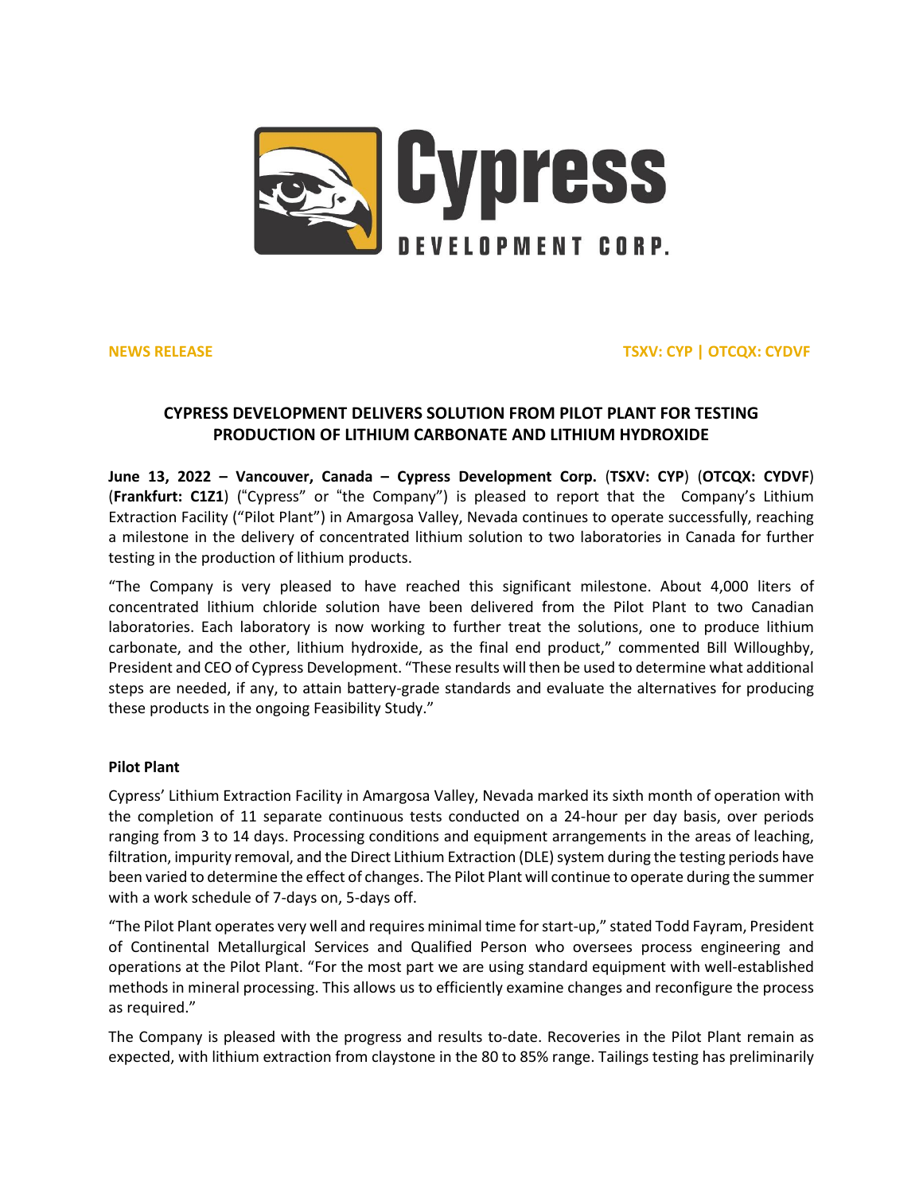**NEWS RELEASE** **TSXV: CYP | OTCQX: CYDVF**

# CYPRESS DEVELOPMENT DELIVERS SOLUTION FROM PILOT PLANT FOR TESTING PRODUCTION OF LITHIUM CARBONATE AND LITHIUM HYDROXIDE

**June 13, 2022 – Vancouver, Canada – Cypress Development Corp.** (**TSXV: CYP**) (**OTCQX: CYDVF**) (**Frankfurt: C1Z1**) ("Cypress" or "the Company") is pleased to report that the Company's Lithium Extraction Facility ("Pilot Plant") in Amargosa Valley, Nevada continues to operate successfully, reaching a milestone in the delivery of concentrated lithium solution to two laboratories in Canada for further testing in the production of lithium products.

"The Company is very pleased to have reached this significant milestone. About 4,000 liters of concentrated lithium chloride solution have been delivered from the Pilot Plant to two Canadian laboratories. Each laboratory is now working to further treat the solutions, one to produce lithium carbonate, and the other, lithium hydroxide, as the final end product," commented Bill Willoughby, President and CEO of Cypress Development. "These results will then be used to determine what additional steps are needed, if any, to attain battery-grade standards and evaluate the alternatives for producing these products in the ongoing Feasibility Study."

## Pilot Plant

Cypress' Lithium Extraction Facility in Amargosa Valley, Nevada marked its sixth month of operation with the completion of 11 separate continuous tests conducted on a 24-hour per day basis, over periods ranging from 3 to 14 days. Processing conditions and equipment arrangements in the areas of leaching, filtration, impurity removal, and the Direct Lithium Extraction (DLE) system during the testing periods have been varied to determine the effect of changes. The Pilot Plant will continue to operate during the summer with a work schedule of 7-days on, 5-days off.

"The Pilot Plant operates very well and requires minimal time for start-up," stated Todd Fayram, President of Continental Metallurgical Services and Qualified Person who oversees process engineering and operations at the Pilot Plant. "For the most part we are using standard equipment with well-established methods in mineral processing. This allows us to efficiently examine changes and reconfigure the process as required."

The Company is pleased with the progress and results to-date. Recoveries in the Pilot Plant remain as expected, with lithium extraction from claystone in the 80 to 85% range. Tailings testing has preliminarily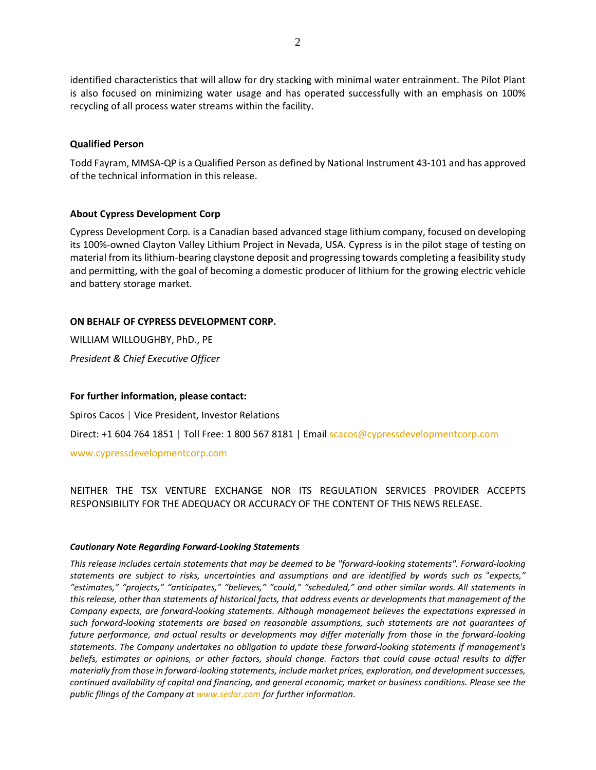identified characteristics that will allow for dry stacking with minimal water entrainment. The Pilot Plant is also focused on minimizing water usage and has operated successfully with an emphasis on 100% recycling of all process water streams within the facility.

**Qualified Person**

Todd Fayram, MMSA-QP is a Qualified Person as defined by National Instrument 43-101 and has approved of the technical information in this release.

**About Cypress Development Corp**

Cypress Development Corp. is a Canadian based advanced stage lithium company, focused on developing its 100%-owned Clayton Valley Lithium Project in Nevada, USA. Cypress is in the pilot stage of testing on material from its lithium-bearing claystone deposit and progressing towards completing a feasibility study and permitting, with the goal of becoming a domestic producer of lithium for the growing electric vehicle and battery storage market.

**ON BEHALF OF CYPRESS DEVELOPMENT CORP.**

WILLIAM WILLOUGHBY, PhD., PE

*President & Chief Executive Officer*

**For further information, please contact:**

Spiros Cacos | Vice President, Investor Relations

Direct: +1 604 764 1851 | Toll Free: 1 800 567 8181 | Email scacos@cypressdevelopmentcorp.com

www.cypressdevelopmentcorp.com

NEITHER THE TSX VENTURE EXCHANGE NOR ITS REGULATION SERVICES PROVIDER ACCEPTS RESPONSIBILITY FOR THE ADEQUACY OR ACCURACY OF THE CONTENT OF THIS NEWS RELEASE.

***Cautionary Note Regarding Forward-Looking Statements***

*This release includes certain statements that may be deemed to be "forward-looking statements". Forward-looking statements are subject to risks, uncertainties and assumptions and are identified by words such as "expects," "estimates," "projects," "anticipates," "believes," "could," "scheduled," and other similar words. All statements in this release, other than statements of historical facts, that address events or developments that management of the Company expects, are forward-looking statements. Although management believes the expectations expressed in such forward-looking statements are based on reasonable assumptions, such statements are not guarantees of future performance, and actual results or developments may differ materially from those in the forward-looking statements. The Company undertakes no obligation to update these forward-looking statements if management's beliefs, estimates or opinions, or other factors, should change. Factors that could cause actual results to differ materially from those in forward-looking statements, include market prices, exploration, and development successes, continued availability of capital and financing, and general economic, market or business conditions. Please see the public filings of the Company at www.sedar.com for further information.*